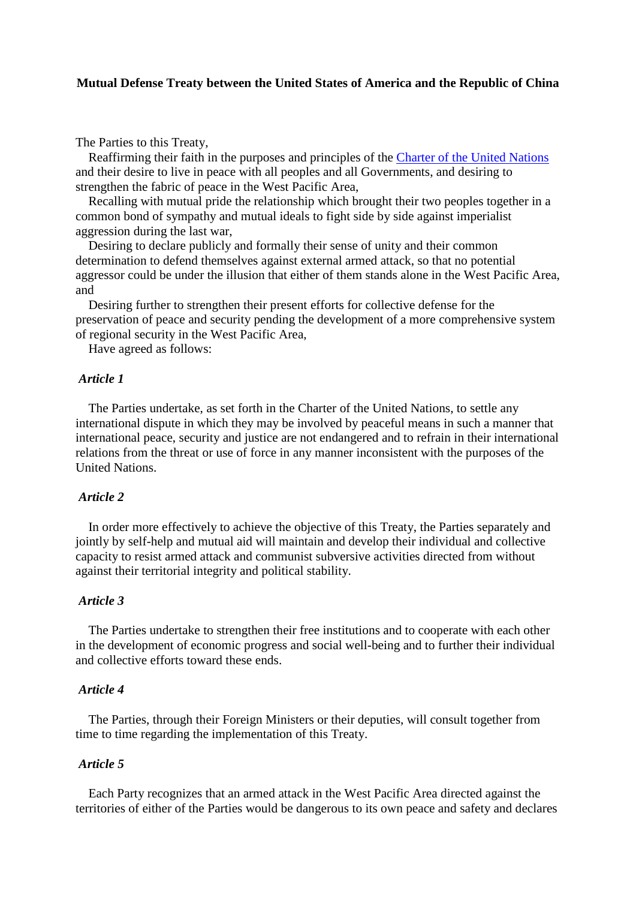**Mutual Defense Treaty between the United States of America and the Republic of China**

The Parties to this Treaty,

Reaffirming their faith in the purposes and principles of the Charter of the United Nations and their desire to live in peace with all peoples and all Governments, and desiring to strengthen the fabric of peace in the West Pacific Area,

Recalling with mutual pride the relationship which brought their two peoples together in a common bond of sympathy and mutual ideals to fight side by side against imperialist aggression during the last war,

Desiring to declare publicly and formally their sense of unity and their common determination to defend themselves against external armed attack, so that no potential aggressor could be under the illusion that either of them stands alone in the West Pacific Area, and

Desiring further to strengthen their present efforts for collective defense for the preservation of peace and security pending the development of a more comprehensive system of regional security in the West Pacific Area,

Have agreed as follows:

***Article 1***

The Parties undertake, as set forth in the Charter of the United Nations, to settle any international dispute in which they may be involved by peaceful means in such a manner that international peace, security and justice are not endangered and to refrain in their international relations from the threat or use of force in any manner inconsistent with the purposes of the United Nations.

***Article 2***

In order more effectively to achieve the objective of this Treaty, the Parties separately and jointly by self-help and mutual aid will maintain and develop their individual and collective capacity to resist armed attack and communist subversive activities directed from without against their territorial integrity and political stability.

***Article 3***

The Parties undertake to strengthen their free institutions and to cooperate with each other in the development of economic progress and social well-being and to further their individual and collective efforts toward these ends.

***Article 4***

The Parties, through their Foreign Ministers or their deputies, will consult together from time to time regarding the implementation of this Treaty.

***Article 5***

Each Party recognizes that an armed attack in the West Pacific Area directed against the territories of either of the Parties would be dangerous to its own peace and safety and declares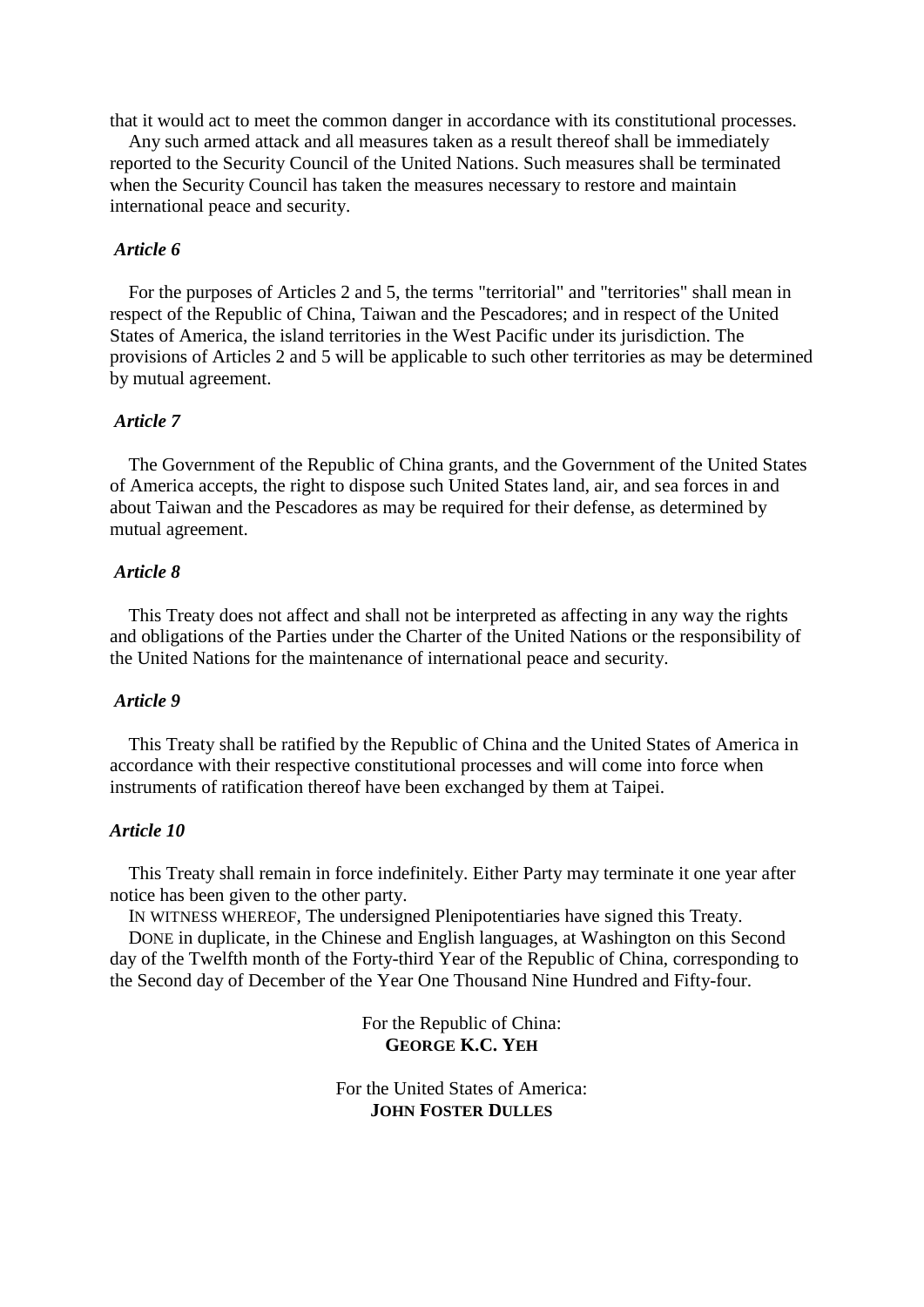that it would act to meet the common danger in accordance with its constitutional processes.

Any such armed attack and all measures taken as a result thereof shall be immediately reported to the Security Council of the United Nations. Such measures shall be terminated when the Security Council has taken the measures necessary to restore and maintain international peace and security.

*Article 6*

For the purposes of Articles 2 and 5, the terms "territorial" and "territories" shall mean in respect of the Republic of China, Taiwan and the Pescadores; and in respect of the United States of America, the island territories in the West Pacific under its jurisdiction. The provisions of Articles 2 and 5 will be applicable to such other territories as may be determined by mutual agreement.

*Article 7*

The Government of the Republic of China grants, and the Government of the United States of America accepts, the right to dispose such United States land, air, and sea forces in and about Taiwan and the Pescadores as may be required for their defense, as determined by mutual agreement.

*Article 8*

This Treaty does not affect and shall not be interpreted as affecting in any way the rights and obligations of the Parties under the Charter of the United Nations or the responsibility of the United Nations for the maintenance of international peace and security.

*Article 9*

This Treaty shall be ratified by the Republic of China and the United States of America in accordance with their respective constitutional processes and will come into force when instruments of ratification thereof have been exchanged by them at Taipei.

*Article 10*

This Treaty shall remain in force indefinitely. Either Party may terminate it one year after notice has been given to the other party.

IN WITNESS WHEREOF, The undersigned Plenipotentiaries have signed this Treaty.

DONE in duplicate, in the Chinese and English languages, at Washington on this Second day of the Twelfth month of the Forty-third Year of the Republic of China, corresponding to the Second day of December of the Year One Thousand Nine Hundred and Fifty-four.

For the Republic of China:
**GEORGE K.C. YEH**

For the United States of America:
**JOHN FOSTER DULLES**